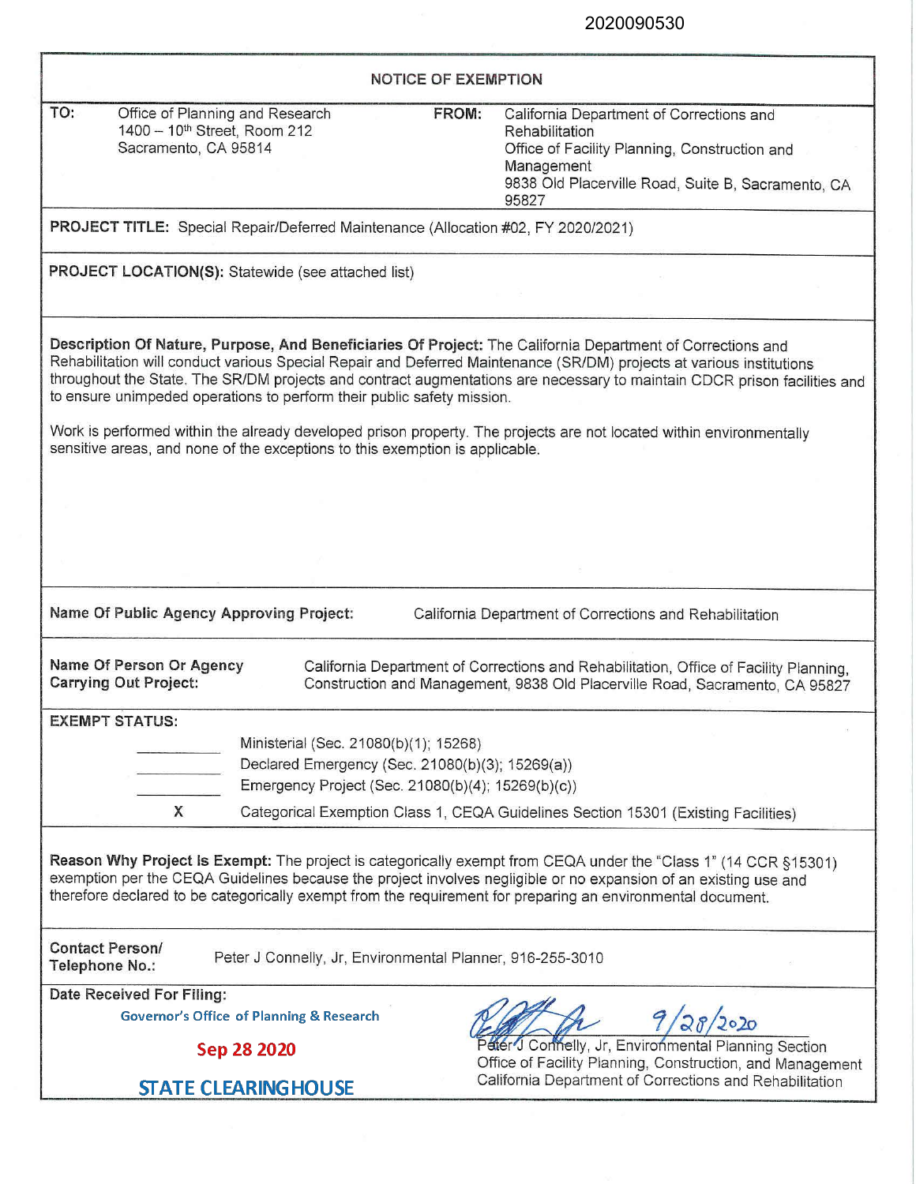2020090530

# NOTICE OF EXEMPTION

**TO:** Office of Planning and Research
1400 – 10th Street, Room 212
Sacramento, CA 95814

**FROM:** California Department of Corrections and Rehabilitation
Office of Facility Planning, Construction and Management
9838 Old Placerville Road, Suite B, Sacramento, CA 95827

**PROJECT TITLE:** Special Repair/Deferred Maintenance (Allocation #02, FY 2020/2021)

**PROJECT LOCATION(S):** Statewide (see attached list)

**Description Of Nature, Purpose, And Beneficiaries Of Project:** The California Department of Corrections and Rehabilitation will conduct various Special Repair and Deferred Maintenance (SR/DM) projects at various institutions throughout the State. The SR/DM projects and contract augmentations are necessary to maintain CDCR prison facilities and to ensure unimpeded operations to perform their public safety mission.

Work is performed within the already developed prison property. The projects are not located within environmentally sensitive areas, and none of the exceptions to this exemption is applicable.

**Name Of Public Agency Approving Project:** California Department of Corrections and Rehabilitation

**Name Of Person Or Agency Carrying Out Project:** California Department of Corrections and Rehabilitation, Office of Facility Planning, Construction and Management, 9838 Old Placerville Road, Sacramento, CA 95827

**EXEMPT STATUS:**

| | |
|---|---|
| ______ | Ministerial (Sec. 21080(b)(1); 15268) |
| ______ | Declared Emergency (Sec. 21080(b)(3); 15269(a)) |
| ______ | Emergency Project (Sec. 21080(b)(4); 15269(b)(c)) |
| X | Categorical Exemption Class 1, CEQA Guidelines Section 15301 (Existing Facilities) |

**Reason Why Project Is Exempt:** The project is categorically exempt from CEQA under the "Class 1" (14 CCR §15301) exemption per the CEQA Guidelines because the project involves negligible or no expansion of an existing use and therefore declared to be categorically exempt from the requirement for preparing an environmental document.

**Contact Person/ Telephone No.:** Peter J Connelly, Jr, Environmental Planner, 916-255-3010

**Date Received For Filing:**

Governor's Office of Planning & Research

Sep 28 2020

STATE CLEARINGHOUSE

[Signature] 9/28/2020

Peter J Connelly, Jr, Environmental Planning Section
Office of Facility Planning, Construction, and Management
California Department of Corrections and Rehabilitation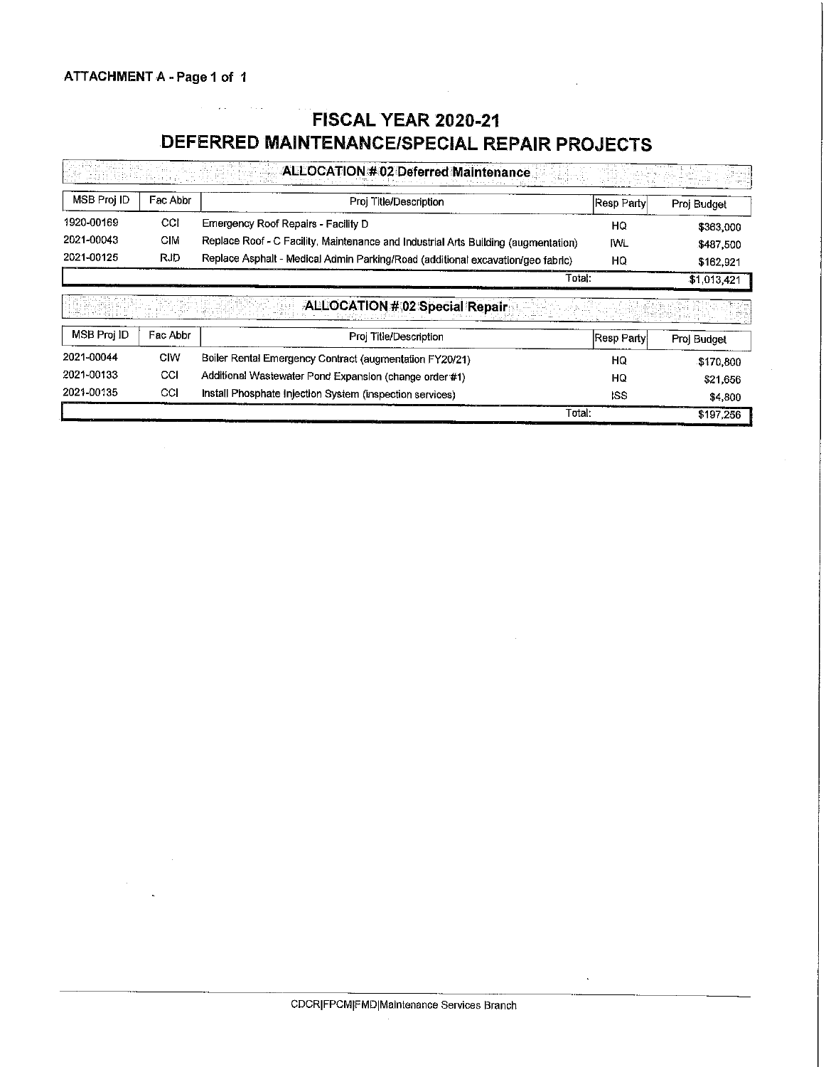**ATTACHMENT A - Page 1 of 1**

# FISCAL YEAR 2020-21
# DEFERRED MAINTENANCE/SPECIAL REPAIR PROJECTS

## ALLOCATION # 02 Deferred Maintenance

| MSB Proj ID | Fac Abbr | Proj Title/Description | Resp Party | Proj Budget |
|---|---|---|---|---|
| 1920-00169 | CCI | Emergency Roof Repairs - Facility D | HQ | $363,000 |
| 2021-00043 | CIM | Replace Roof - C Facility, Maintenance and Industrial Arts Building (augmentation) | IWL | $487,500 |
| 2021-00125 | RJD | Replace Asphalt - Medical Admin Parking/Road (additional excavation/geo fabric) | HQ | $162,921 |
| | | Total: | | $1,013,421 |

## ALLOCATION # 02 Special Repair

| MSB Proj ID | Fac Abbr | Proj Title/Description | Resp Party | Proj Budget |
|---|---|---|---|---|
| 2021-00044 | CIW | Boiler Rental Emergency Contract (augmentation FY20/21) | HQ | $170,800 |
| 2021-00133 | CCI | Additional Wastewater Pond Expansion (change order #1) | HQ | $21,656 |
| 2021-00135 | CCI | Install Phosphate Injection System (inspection services) | ISS | $4,800 |
| | | Total: | | $197,256 |

CDCR|FPCM|FMD|Maintenance Services Branch